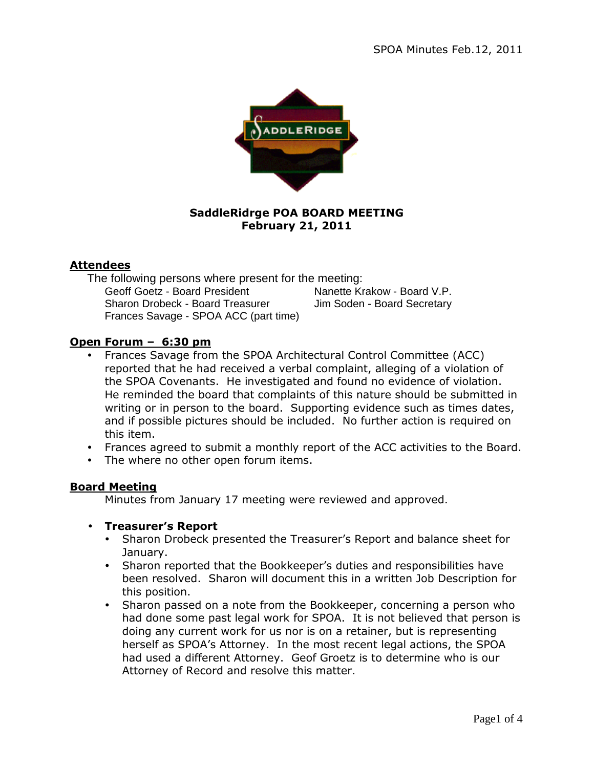# SaddleRidrge POA BOARD MEETING
## February 21, 2011

**Attendees**

The following persons where present for the meeting:

Geoff Goetz - Board President
Nanette Krakow - Board V.P.
Sharon Drobeck - Board Treasurer
Jim Soden - Board Secretary
Frances Savage - SPOA ACC (part time)

**Open Forum – 6:30 pm**

- Frances Savage from the SPOA Architectural Control Committee (ACC) reported that he had received a verbal complaint, alleging of a violation of the SPOA Covenants. He investigated and found no evidence of violation. He reminded the board that complaints of this nature should be submitted in writing or in person to the board. Supporting evidence such as times dates, and if possible pictures should be included. No further action is required on this item.
- Frances agreed to submit a monthly report of the ACC activities to the Board.
- The where no other open forum items.

**Board Meeting**

Minutes from January 17 meeting were reviewed and approved.

- **Treasurer's Report**
  - Sharon Drobeck presented the Treasurer's Report and balance sheet for January.
  - Sharon reported that the Bookkeeper's duties and responsibilities have been resolved. Sharon will document this in a written Job Description for this position.
  - Sharon passed on a note from the Bookkeeper, concerning a person who had done some past legal work for SPOA. It is not believed that person is doing any current work for us nor is on a retainer, but is representing herself as SPOA's Attorney. In the most recent legal actions, the SPOA had used a different Attorney. Geof Groetz is to determine who is our Attorney of Record and resolve this matter.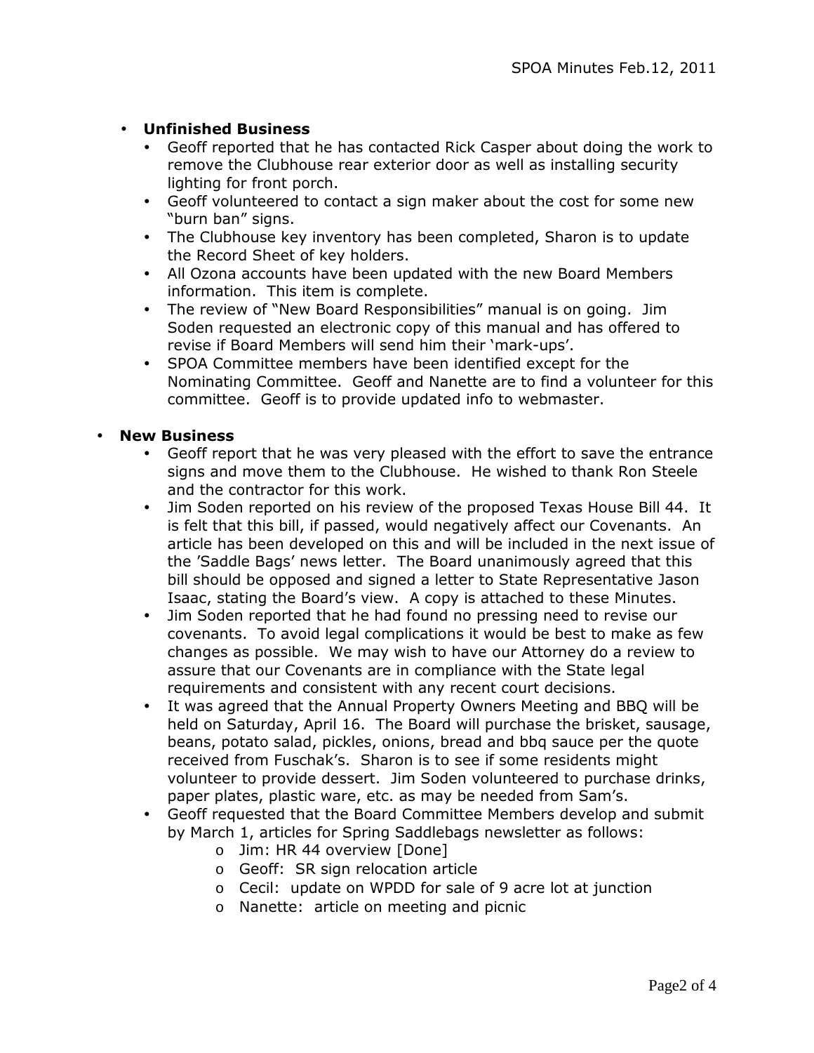- **Unfinished Business**
  - Geoff reported that he has contacted Rick Casper about doing the work to remove the Clubhouse rear exterior door as well as installing security lighting for front porch.
  - Geoff volunteered to contact a sign maker about the cost for some new "burn ban" signs.
  - The Clubhouse key inventory has been completed, Sharon is to update the Record Sheet of key holders.
  - All Ozona accounts have been updated with the new Board Members information. This item is complete.
  - The review of "New Board Responsibilities" manual is on going. Jim Soden requested an electronic copy of this manual and has offered to revise if Board Members will send him their 'mark-ups'.
  - SPOA Committee members have been identified except for the Nominating Committee. Geoff and Nanette are to find a volunteer for this committee. Geoff is to provide updated info to webmaster.

- **New Business**
  - Geoff report that he was very pleased with the effort to save the entrance signs and move them to the Clubhouse. He wished to thank Ron Steele and the contractor for this work.
  - Jim Soden reported on his review of the proposed Texas House Bill 44. It is felt that this bill, if passed, would negatively affect our Covenants. An article has been developed on this and will be included in the next issue of the 'Saddle Bags' news letter. The Board unanimously agreed that this bill should be opposed and signed a letter to State Representative Jason Isaac, stating the Board's view. A copy is attached to these Minutes.
  - Jim Soden reported that he had found no pressing need to revise our covenants. To avoid legal complications it would be best to make as few changes as possible. We may wish to have our Attorney do a review to assure that our Covenants are in compliance with the State legal requirements and consistent with any recent court decisions.
  - It was agreed that the Annual Property Owners Meeting and BBQ will be held on Saturday, April 16. The Board will purchase the brisket, sausage, beans, potato salad, pickles, onions, bread and bbq sauce per the quote received from Fuschak's. Sharon is to see if some residents might volunteer to provide dessert. Jim Soden volunteered to purchase drinks, paper plates, plastic ware, etc. as may be needed from Sam's.
  - Geoff requested that the Board Committee Members develop and submit by March 1, articles for Spring Saddlebags newsletter as follows:
    - Jim: HR 44 overview [Done]
    - Geoff: SR sign relocation article
    - Cecil: update on WPDD for sale of 9 acre lot at junction
    - Nanette: article on meeting and picnic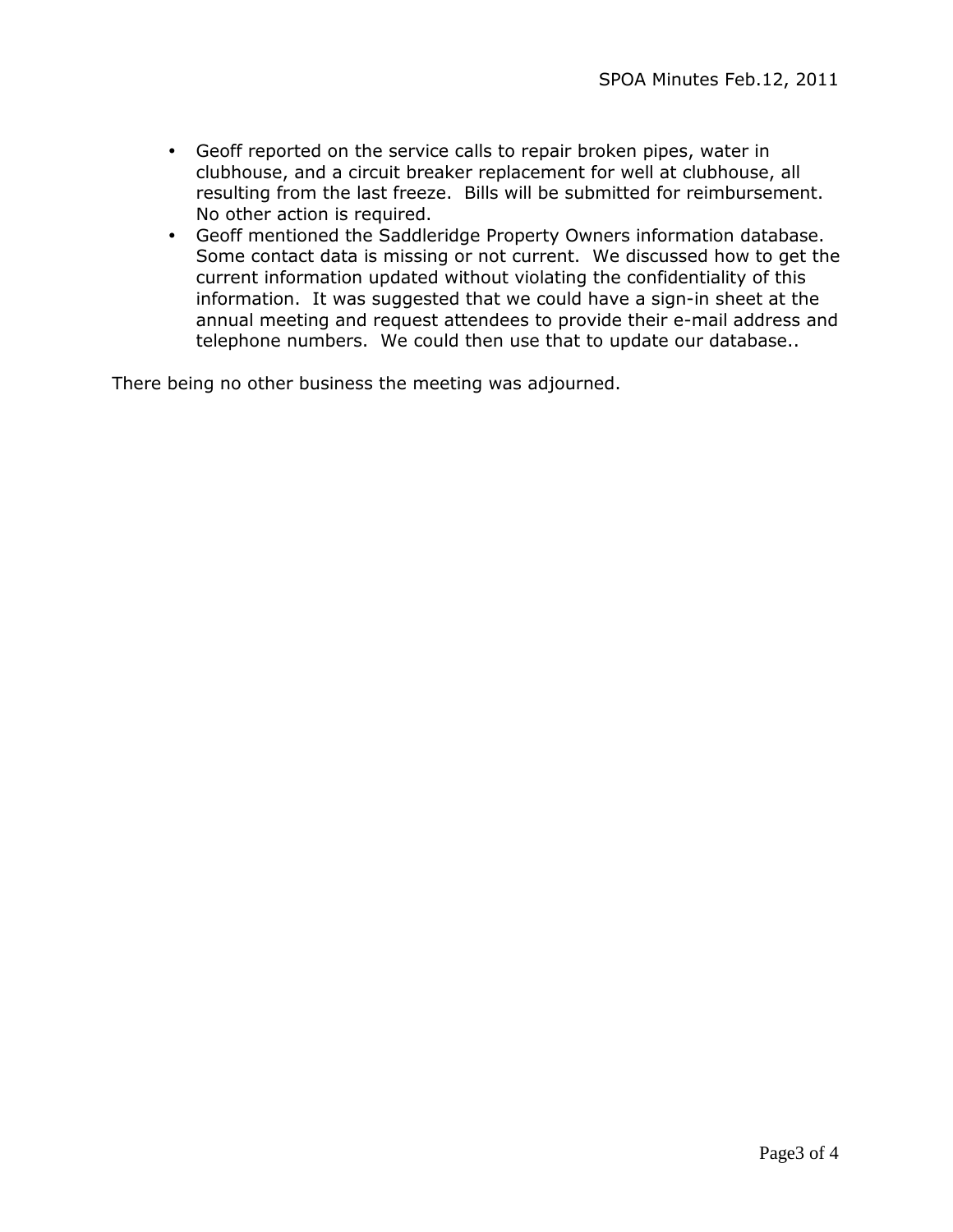- Geoff reported on the service calls to repair broken pipes, water in clubhouse, and a circuit breaker replacement for well at clubhouse, all resulting from the last freeze. Bills will be submitted for reimbursement. No other action is required.
- Geoff mentioned the Saddleridge Property Owners information database. Some contact data is missing or not current. We discussed how to get the current information updated without violating the confidentiality of this information. It was suggested that we could have a sign-in sheet at the annual meeting and request attendees to provide their e-mail address and telephone numbers. We could then use that to update our database..

There being no other business the meeting was adjourned.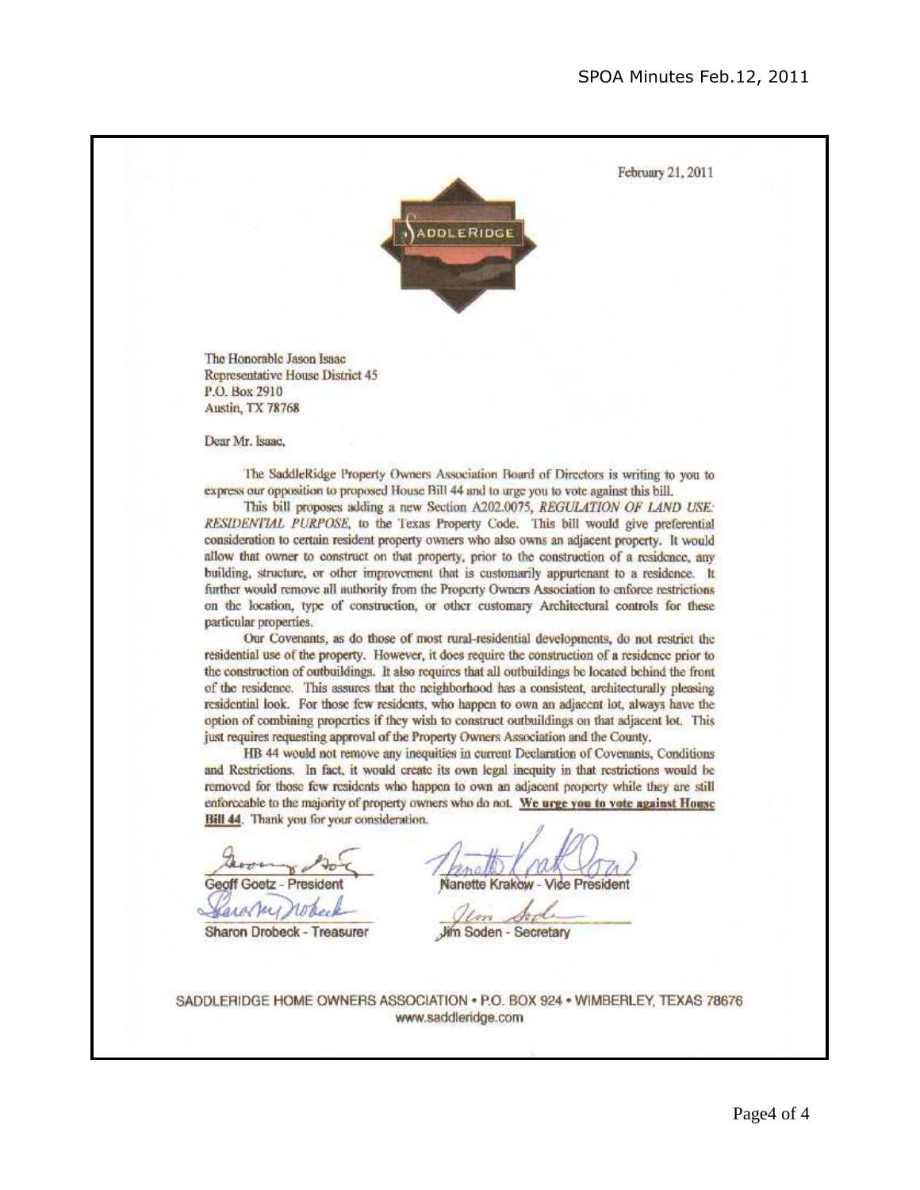February 21, 2011

SADDLERIDGE

The Honorable Jason Isaac
Representative House District 45
P.O. Box 2910
Austin, TX 78768

Dear Mr. Isaac,

The SaddleRidge Property Owners Association Board of Directors is writing to you to express our opposition to proposed House Bill 44 and to urge you to vote against this bill.

This bill proposes adding a new Section A202.0075, *REGULATION OF LAND USE: RESIDENTIAL PURPOSE*, to the Texas Property Code. This bill would give preferential consideration to certain resident property owners who also owns an adjacent property. It would allow that owner to construct on that property, prior to the construction of a residence, any building, structure, or other improvement that is customarily appurtenant to a residence. It further would remove all authority from the Property Owners Association to enforce restrictions on the location, type of construction, or other customary Architectural controls for these particular properties.

Our Covenants, as do those of most rural-residential developments, do not restrict the residential use of the property. However, it does require the construction of a residence prior to the construction of outbuildings. It also requires that all outbuildings be located behind the front of the residence. This assures that the neighborhood has a consistent, architecturally pleasing residential look. For those few residents, who happen to own an adjacent lot, always have the option of combining properties if they wish to construct outbuildings on that adjacent lot. This just requires requesting approval of the Property Owners Association and the County.

HB 44 would not remove any inequities in current Declaration of Covenants, Conditions and Restrictions. In fact, it would create its own legal inequity in that restrictions would be removed for those few residents who happen to own an adjacent property while they are still enforceable to the majority of property owners who do not. **We urge you to vote against House Bill 44**. Thank you for your consideration.

Geoff Goetz - President

Nanette Krakow - Vice President

Sharon Drobeck - Treasurer

Jim Soden - Secretary

SADDLERIDGE HOME OWNERS ASSOCIATION • P.O. BOX 924 • WIMBERLEY, TEXAS 78676
www.saddleridge.com